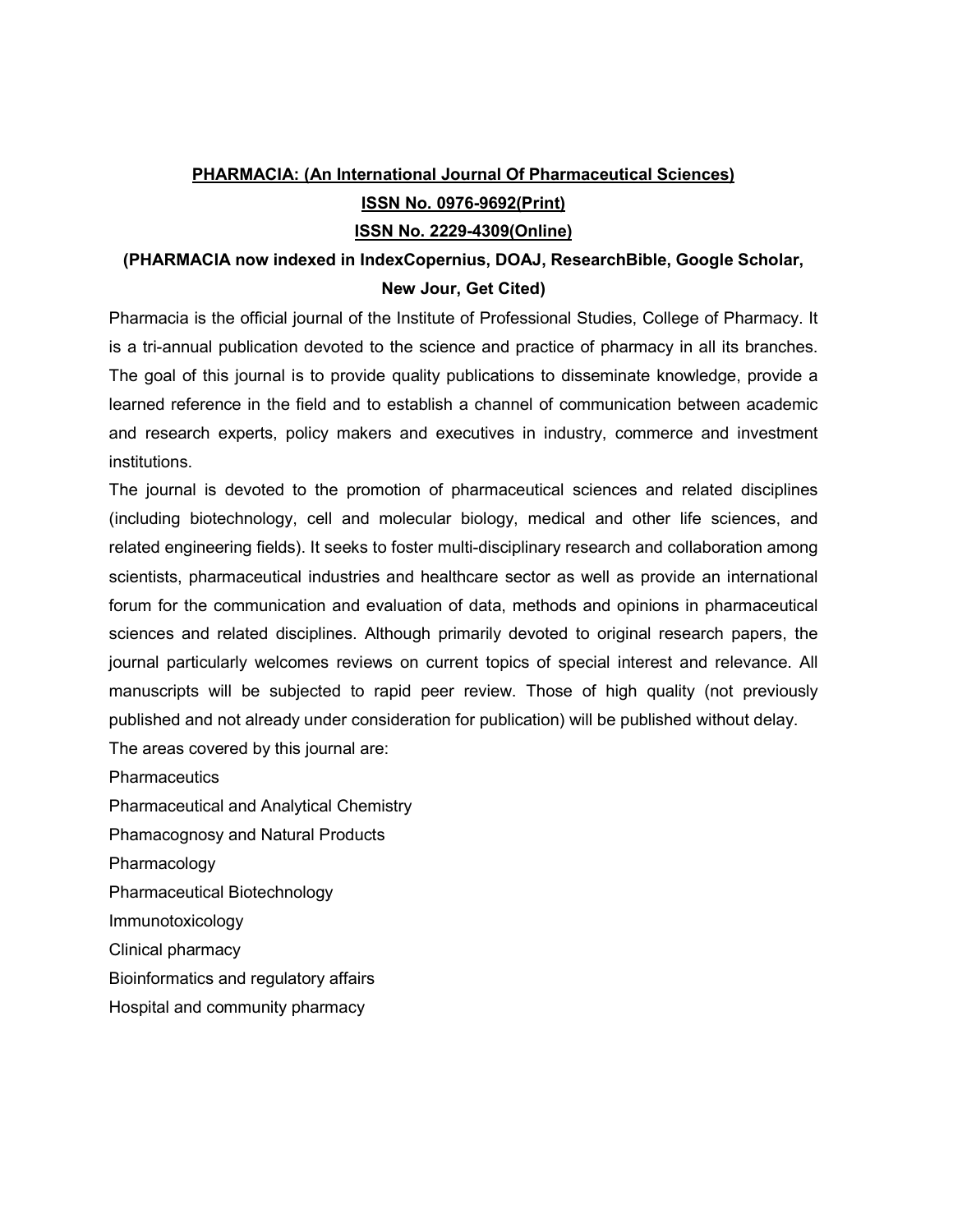**PHARMACIA: (An International Journal Of Pharmaceutical Sciences)**

**ISSN No. 0976-9692(Print)**

**ISSN No. 2229-4309(Online)**

**(PHARMACIA now indexed in IndexCopernius, DOAJ, ResearchBible, Google Scholar, New Jour, Get Cited)**

Pharmacia is the official journal of the Institute of Professional Studies, College of Pharmacy. It is a tri-annual publication devoted to the science and practice of pharmacy in all its branches. The goal of this journal is to provide quality publications to disseminate knowledge, provide a learned reference in the field and to establish a channel of communication between academic and research experts, policy makers and executives in industry, commerce and investment institutions.

The journal is devoted to the promotion of pharmaceutical sciences and related disciplines (including biotechnology, cell and molecular biology, medical and other life sciences, and related engineering fields). It seeks to foster multi-disciplinary research and collaboration among scientists, pharmaceutical industries and healthcare sector as well as provide an international forum for the communication and evaluation of data, methods and opinions in pharmaceutical sciences and related disciplines. Although primarily devoted to original research papers, the journal particularly welcomes reviews on current topics of special interest and relevance. All manuscripts will be subjected to rapid peer review. Those of high quality (not previously published and not already under consideration for publication) will be published without delay.

The areas covered by this journal are:

Pharmaceutics

Pharmaceutical and Analytical Chemistry

Phamacognosy and Natural Products

Pharmacology

Pharmaceutical Biotechnology

Immunotoxicology

Clinical pharmacy

Bioinformatics and regulatory affairs

Hospital and community pharmacy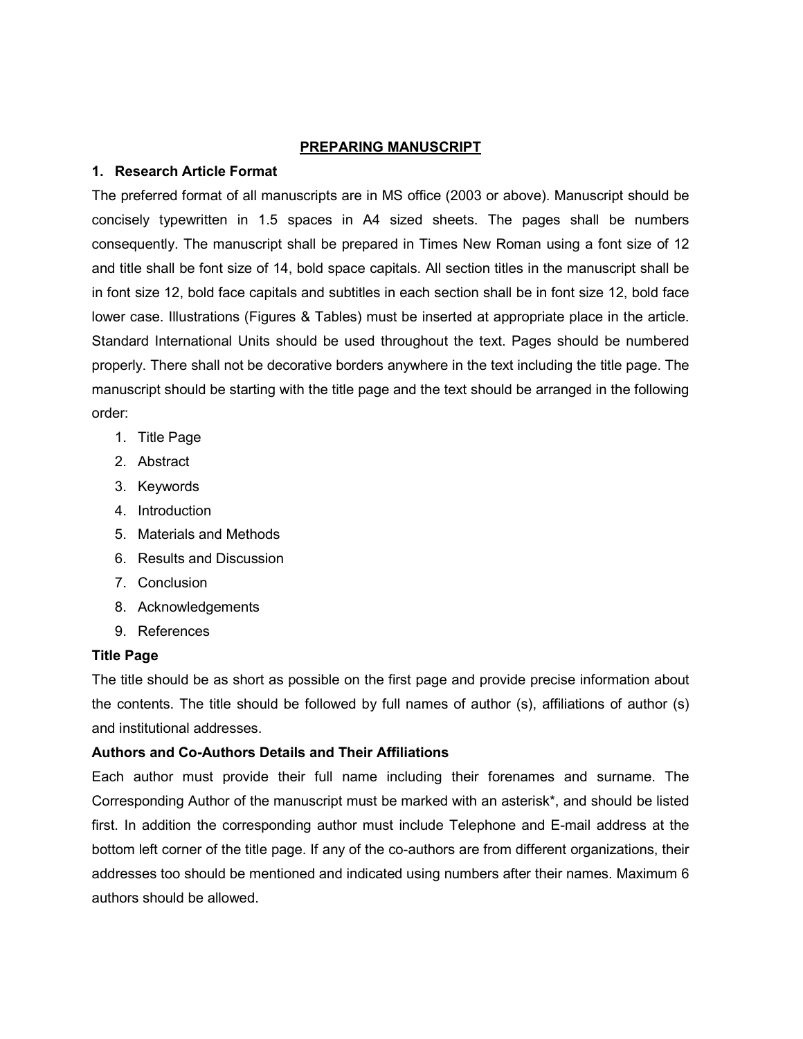# PREPARING MANUSCRIPT

## 1. Research Article Format

The preferred format of all manuscripts are in MS office (2003 or above). Manuscript should be concisely typewritten in 1.5 spaces in A4 sized sheets. The pages shall be numbers consequently. The manuscript shall be prepared in Times New Roman using a font size of 12 and title shall be font size of 14, bold space capitals. All section titles in the manuscript shall be in font size 12, bold face capitals and subtitles in each section shall be in font size 12, bold face lower case. Illustrations (Figures & Tables) must be inserted at appropriate place in the article. Standard International Units should be used throughout the text. Pages should be numbered properly. There shall not be decorative borders anywhere in the text including the title page. The manuscript should be starting with the title page and the text should be arranged in the following order:

1. Title Page
2. Abstract
3. Keywords
4. Introduction
5. Materials and Methods
6. Results and Discussion
7. Conclusion
8. Acknowledgements
9. References

### Title Page

The title should be as short as possible on the first page and provide precise information about the contents. The title should be followed by full names of author (s), affiliations of author (s) and institutional addresses.

### Authors and Co-Authors Details and Their Affiliations

Each author must provide their full name including their forenames and surname. The Corresponding Author of the manuscript must be marked with an asterisk*, and should be listed first. In addition the corresponding author must include Telephone and E-mail address at the bottom left corner of the title page. If any of the co-authors are from different organizations, their addresses too should be mentioned and indicated using numbers after their names. Maximum 6 authors should be allowed.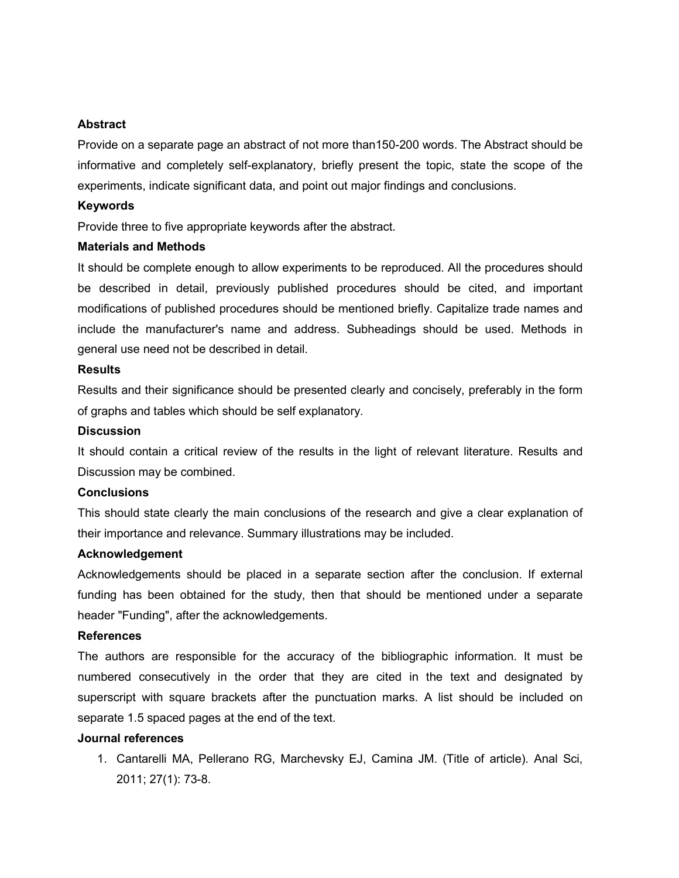**Abstract**

Provide on a separate page an abstract of not more than150-200 words. The Abstract should be informative and completely self-explanatory, briefly present the topic, state the scope of the experiments, indicate significant data, and point out major findings and conclusions.

**Keywords**

Provide three to five appropriate keywords after the abstract.

**Materials and Methods**

It should be complete enough to allow experiments to be reproduced. All the procedures should be described in detail, previously published procedures should be cited, and important modifications of published procedures should be mentioned briefly. Capitalize trade names and include the manufacturer's name and address. Subheadings should be used. Methods in general use need not be described in detail.

**Results**

Results and their significance should be presented clearly and concisely, preferably in the form of graphs and tables which should be self explanatory.

**Discussion**

It should contain a critical review of the results in the light of relevant literature. Results and Discussion may be combined.

**Conclusions**

This should state clearly the main conclusions of the research and give a clear explanation of their importance and relevance. Summary illustrations may be included.

**Acknowledgement**

Acknowledgements should be placed in a separate section after the conclusion. If external funding has been obtained for the study, then that should be mentioned under a separate header "Funding", after the acknowledgements.

**References**

The authors are responsible for the accuracy of the bibliographic information. It must be numbered consecutively in the order that they are cited in the text and designated by superscript with square brackets after the punctuation marks. A list should be included on separate 1.5 spaced pages at the end of the text.

**Journal references**

1. Cantarelli MA, Pellerano RG, Marchevsky EJ, Camina JM. (Title of article). Anal Sci, 2011; 27(1): 73-8.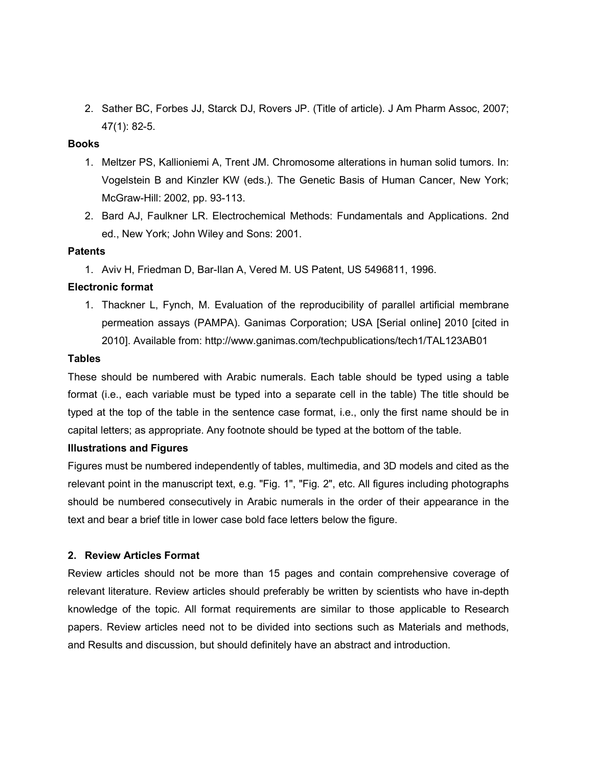2. Sather BC, Forbes JJ, Starck DJ, Rovers JP. (Title of article). J Am Pharm Assoc, 2007; 47(1): 82-5.

**Books**

1. Meltzer PS, Kallioniemi A, Trent JM. Chromosome alterations in human solid tumors. In: Vogelstein B and Kinzler KW (eds.). The Genetic Basis of Human Cancer, New York; McGraw-Hill: 2002, pp. 93-113.
2. Bard AJ, Faulkner LR. Electrochemical Methods: Fundamentals and Applications. 2nd ed., New York; John Wiley and Sons: 2001.

**Patents**

1. Aviv H, Friedman D, Bar-Ilan A, Vered M. US Patent, US 5496811, 1996.

**Electronic format**

1. Thackner L, Fynch, M. Evaluation of the reproducibility of parallel artificial membrane permeation assays (PAMPA). Ganimas Corporation; USA [Serial online] 2010 [cited in 2010]. Available from: http://www.ganimas.com/techpublications/tech1/TAL123AB01

**Tables**

These should be numbered with Arabic numerals. Each table should be typed using a table format (i.e., each variable must be typed into a separate cell in the table) The title should be typed at the top of the table in the sentence case format, i.e., only the first name should be in capital letters; as appropriate. Any footnote should be typed at the bottom of the table.

**Illustrations and Figures**

Figures must be numbered independently of tables, multimedia, and 3D models and cited as the relevant point in the manuscript text, e.g. "Fig. 1", "Fig. 2", etc. All figures including photographs should be numbered consecutively in Arabic numerals in the order of their appearance in the text and bear a brief title in lower case bold face letters below the figure.

**2. Review Articles Format**

Review articles should not be more than 15 pages and contain comprehensive coverage of relevant literature. Review articles should preferably be written by scientists who have in-depth knowledge of the topic. All format requirements are similar to those applicable to Research papers. Review articles need not to be divided into sections such as Materials and methods, and Results and discussion, but should definitely have an abstract and introduction.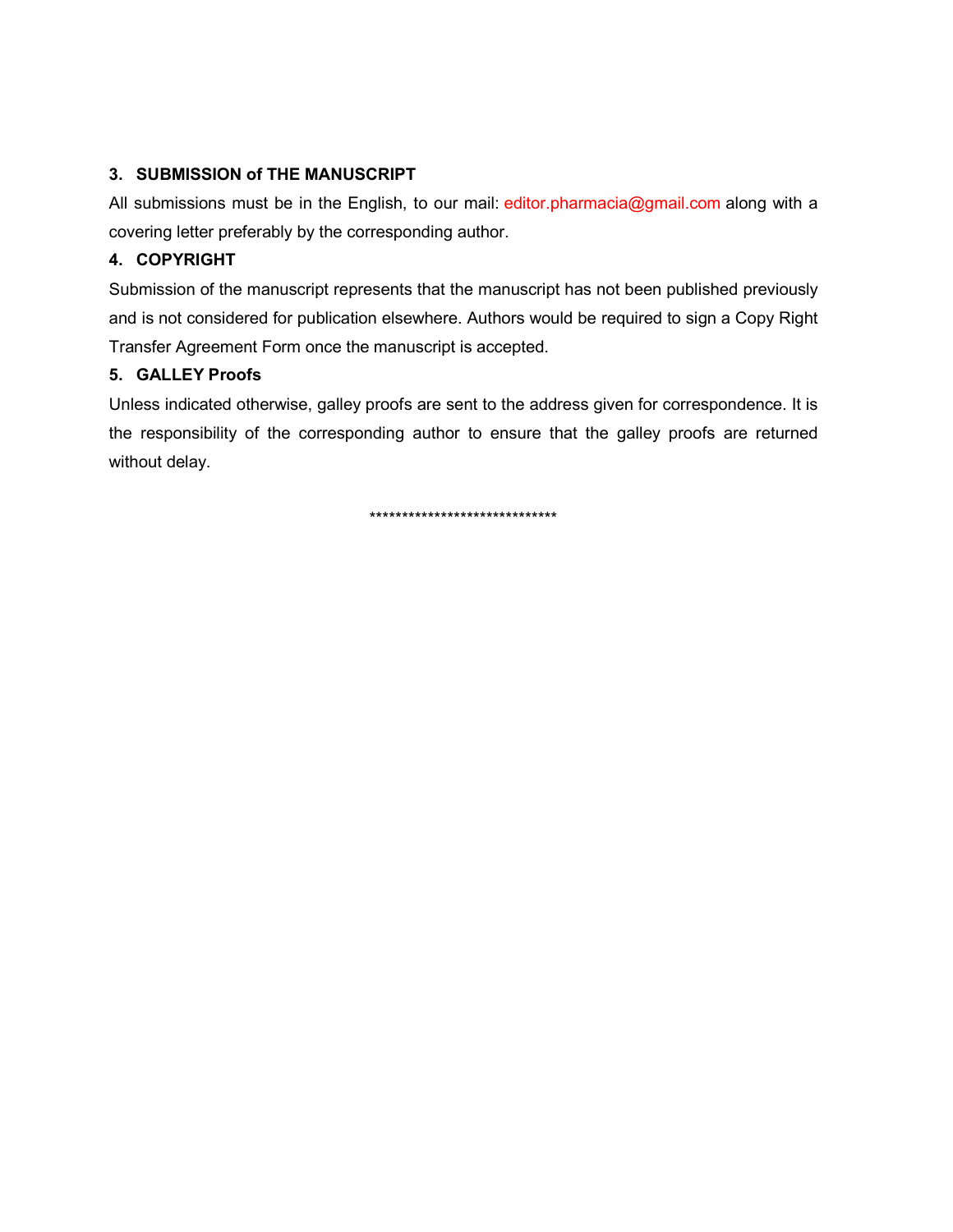### 3. SUBMISSION of THE MANUSCRIPT

All submissions must be in the English, to our mail: editor.pharmacia@gmail.com along with a covering letter preferably by the corresponding author.

### 4. COPYRIGHT

Submission of the manuscript represents that the manuscript has not been published previously and is not considered for publication elsewhere. Authors would be required to sign a Copy Right Transfer Agreement Form once the manuscript is accepted.

### 5. GALLEY Proofs

Unless indicated otherwise, galley proofs are sent to the address given for correspondence. It is the responsibility of the corresponding author to ensure that the galley proofs are returned without delay.

*****************************